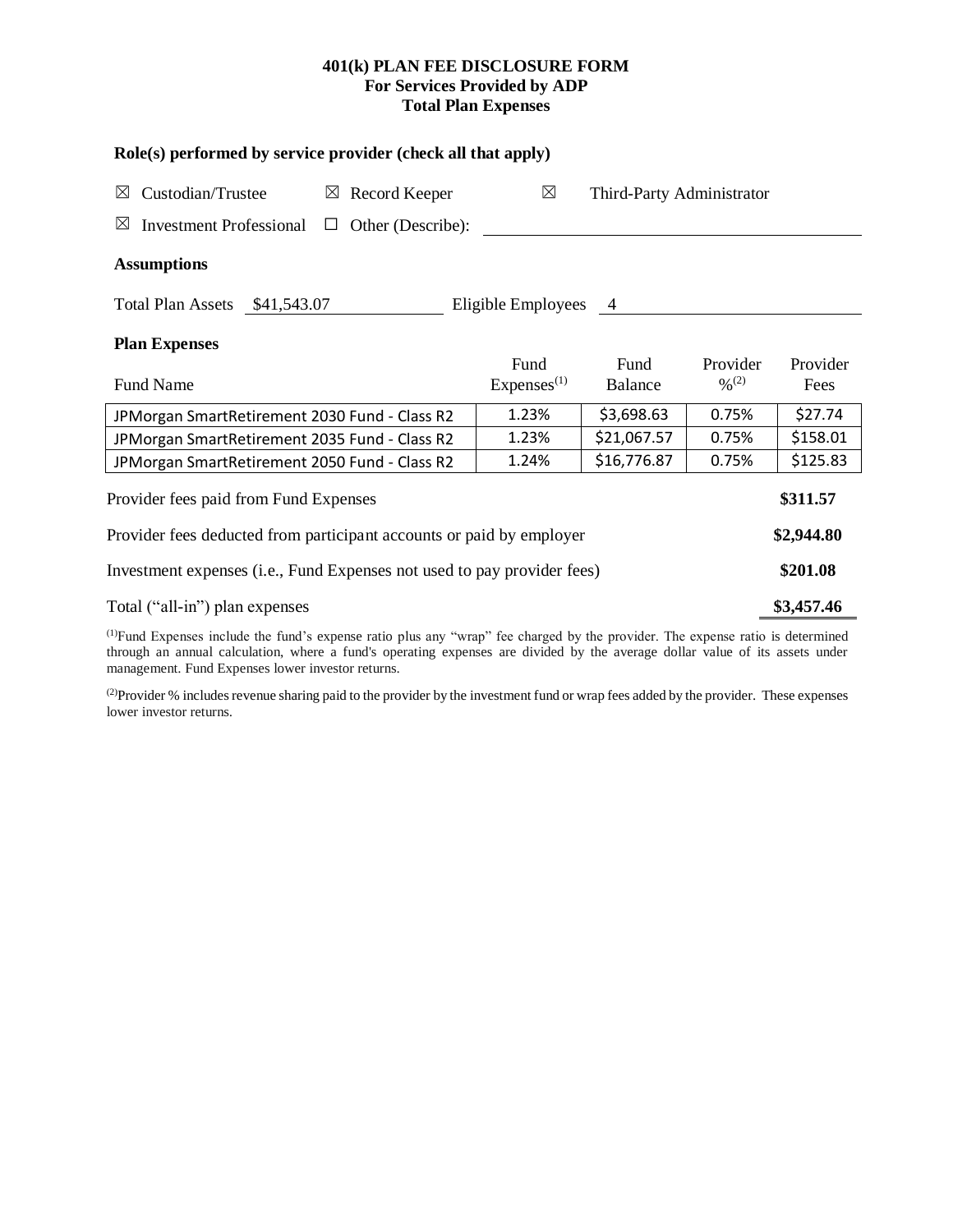# 401(k) PLAN FEE DISCLOSURE FORM
## For Services Provided by ADP
## Total Plan Expenses

### Role(s) performed by service provider (check all that apply)

☒ Custodian/Trustee ☒ Record Keeper ☒ Third-Party Administrator

☒ Investment Professional ☐ Other (Describe):

### Assumptions

Total Plan Assets $41,543.07 Eligible Employees 4

### Plan Expenses

| Fund Name | Fund Expenses[1] | Fund Balance | Provider %[2] | Provider Fees |
|---|---|---|---|---|
| JPMorgan SmartRetirement 2030 Fund - Class R2 | 1.23% | \$3,698.63 | 0.75% | \$27.74 |
| JPMorgan SmartRetirement 2035 Fund - Class R2 | 1.23% | \$21,067.57 | 0.75% | \$158.01 |
| JPMorgan SmartRetirement 2050 Fund - Class R2 | 1.24% | \$16,776.87 | 0.75% | \$125.83 |

| | |
|---|---|
| Provider fees paid from Fund Expenses | **\$311.57** |
| Provider fees deducted from participant accounts or paid by employer | **\$2,944.80** |
| Investment expenses (i.e., Fund Expenses not used to pay provider fees) | **\$201.08** |
| Total ("all-in") plan expenses | **\$3,457.46** |

[1]Fund Expenses include the fund's expense ratio plus any "wrap" fee charged by the provider. The expense ratio is determined through an annual calculation, where a fund's operating expenses are divided by the average dollar value of its assets under management. Fund Expenses lower investor returns.

[2]Provider % includes revenue sharing paid to the provider by the investment fund or wrap fees added by the provider. These expenses lower investor returns.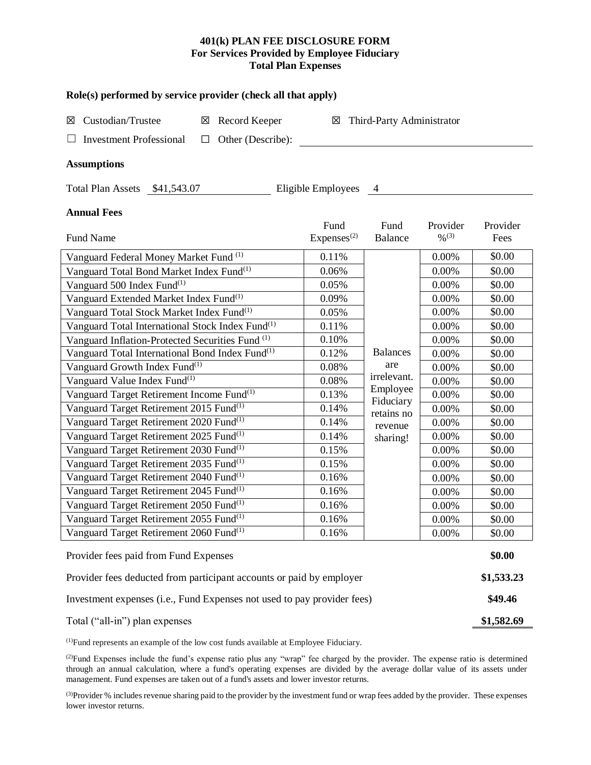# 401(k) PLAN FEE DISCLOSURE FORM
## For Services Provided by Employee Fiduciary
## Total Plan Expenses

### Role(s) performed by service provider (check all that apply)

☒ Custodian/Trustee ☒ Record Keeper ☒ Third-Party Administrator

☐ Investment Professional ☐ Other (Describe): \_\_\_\_\_\_\_\_\_\_

### Assumptions

Total Plan Assets $41,543.07 Eligible Employees 4

### Annual Fees

| Fund Name | Fund Expenses[2] | Fund Balance | Provider %[3] | Provider Fees |
|---|---|---|---|---|
| Vanguard Federal Money Market Fund [1] | 0.11% | Balances are irrelevant. Employee Fiduciary retains no revenue sharing! | 0.00% | $0.00 |
| Vanguard Total Bond Market Index Fund[1] | 0.06% | | 0.00% | $0.00 |
| Vanguard 500 Index Fund[1] | 0.05% | | 0.00% | $0.00 |
| Vanguard Extended Market Index Fund[1] | 0.09% | | 0.00% | $0.00 |
| Vanguard Total Stock Market Index Fund[1] | 0.05% | | 0.00% | $0.00 |
| Vanguard Total International Stock Index Fund[1] | 0.11% | | 0.00% | $0.00 |
| Vanguard Inflation-Protected Securities Fund [1] | 0.10% | | 0.00% | $0.00 |
| Vanguard Total International Bond Index Fund[1] | 0.12% | | 0.00% | $0.00 |
| Vanguard Growth Index Fund[1] | 0.08% | | 0.00% | $0.00 |
| Vanguard Value Index Fund[1] | 0.08% | | 0.00% | $0.00 |
| Vanguard Target Retirement Income Fund[1] | 0.13% | | 0.00% | $0.00 |
| Vanguard Target Retirement 2015 Fund[1] | 0.14% | | 0.00% | $0.00 |
| Vanguard Target Retirement 2020 Fund[1] | 0.14% | | 0.00% | $0.00 |
| Vanguard Target Retirement 2025 Fund[1] | 0.14% | | 0.00% | $0.00 |
| Vanguard Target Retirement 2030 Fund[1] | 0.15% | | 0.00% | $0.00 |
| Vanguard Target Retirement 2035 Fund[1] | 0.15% | | 0.00% | $0.00 |
| Vanguard Target Retirement 2040 Fund[1] | 0.16% | | 0.00% | $0.00 |
| Vanguard Target Retirement 2045 Fund[1] | 0.16% | | 0.00% | $0.00 |
| Vanguard Target Retirement 2050 Fund[1] | 0.16% | | 0.00% | $0.00 |
| Vanguard Target Retirement 2055 Fund[1] | 0.16% | | 0.00% | $0.00 |
| Vanguard Target Retirement 2060 Fund[1] | 0.16% | | 0.00% | $0.00 |

| | |
|---|---|
| Provider fees paid from Fund Expenses | **$0.00** |
| Provider fees deducted from participant accounts or paid by employer | **$1,533.23** |
| Investment expenses (i.e., Fund Expenses not used to pay provider fees) | **$49.46** |
| Total ("all-in") plan expenses | **$1,582.69** |

[1]Fund represents an example of the low cost funds available at Employee Fiduciary.

[2]Fund Expenses include the fund's expense ratio plus any "wrap" fee charged by the provider. The expense ratio is determined through an annual calculation, where a fund's operating expenses are divided by the average dollar value of its assets under management. Fund expenses are taken out of a fund's assets and lower investor returns.

[3]Provider % includes revenue sharing paid to the provider by the investment fund or wrap fees added by the provider. These expenses lower investor returns.